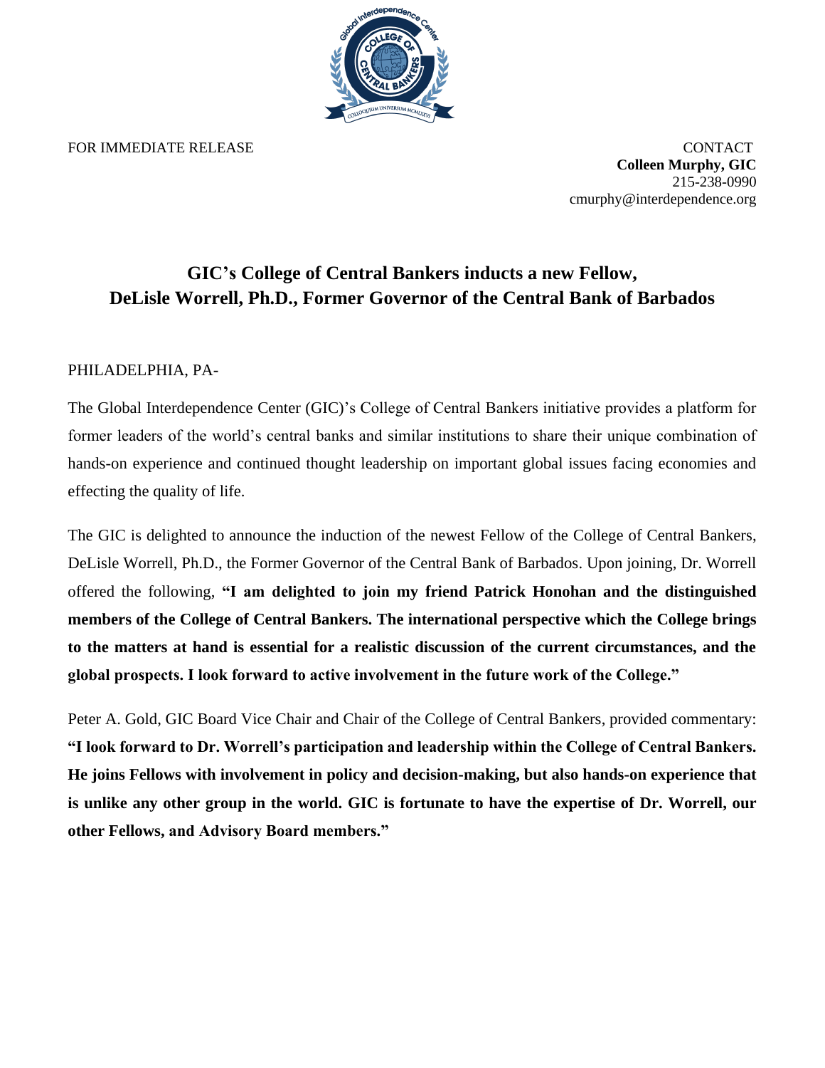FOR IMMEDIATE RELEASE

CONTACT
**Colleen Murphy, GIC**
215-238-0990
cmurphy@interdependence.org

# GIC's College of Central Bankers inducts a new Fellow, DeLisle Worrell, Ph.D., Former Governor of the Central Bank of Barbados

PHILADELPHIA, PA-

The Global Interdependence Center (GIC)'s College of Central Bankers initiative provides a platform for former leaders of the world's central banks and similar institutions to share their unique combination of hands-on experience and continued thought leadership on important global issues facing economies and effecting the quality of life.

The GIC is delighted to announce the induction of the newest Fellow of the College of Central Bankers, DeLisle Worrell, Ph.D., the Former Governor of the Central Bank of Barbados. Upon joining, Dr. Worrell offered the following, **"I am delighted to join my friend Patrick Honohan and the distinguished members of the College of Central Bankers. The international perspective which the College brings to the matters at hand is essential for a realistic discussion of the current circumstances, and the global prospects. I look forward to active involvement in the future work of the College."**

Peter A. Gold, GIC Board Vice Chair and Chair of the College of Central Bankers, provided commentary: **"I look forward to Dr. Worrell's participation and leadership within the College of Central Bankers. He joins Fellows with involvement in policy and decision-making, but also hands-on experience that is unlike any other group in the world. GIC is fortunate to have the expertise of Dr. Worrell, our other Fellows, and Advisory Board members."**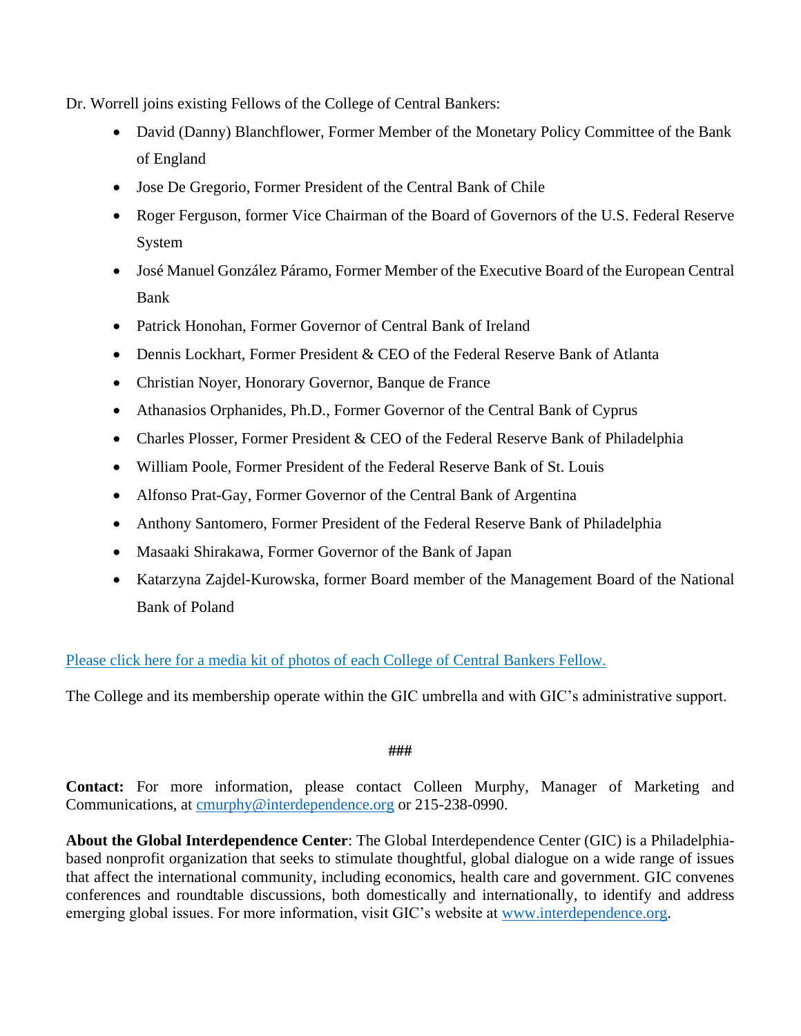Dr. Worrell joins existing Fellows of the College of Central Bankers:

- David (Danny) Blanchflower, Former Member of the Monetary Policy Committee of the Bank of England
- Jose De Gregorio, Former President of the Central Bank of Chile
- Roger Ferguson, former Vice Chairman of the Board of Governors of the U.S. Federal Reserve System
- José Manuel González Páramo, Former Member of the Executive Board of the European Central Bank
- Patrick Honohan, Former Governor of Central Bank of Ireland
- Dennis Lockhart, Former President & CEO of the Federal Reserve Bank of Atlanta
- Christian Noyer, Honorary Governor, Banque de France
- Athanasios Orphanides, Ph.D., Former Governor of the Central Bank of Cyprus
- Charles Plosser, Former President & CEO of the Federal Reserve Bank of Philadelphia
- William Poole, Former President of the Federal Reserve Bank of St. Louis
- Alfonso Prat-Gay, Former Governor of the Central Bank of Argentina
- Anthony Santomero, Former President of the Federal Reserve Bank of Philadelphia
- Masaaki Shirakawa, Former Governor of the Bank of Japan
- Katarzyna Zajdel-Kurowska, former Board member of the Management Board of the National Bank of Poland

Please click here for a media kit of photos of each College of Central Bankers Fellow.

The College and its membership operate within the GIC umbrella and with GIC's administrative support.

###

**Contact:** For more information, please contact Colleen Murphy, Manager of Marketing and Communications, at cmurphy@interdependence.org or 215-238-0990.

**About the Global Interdependence Center**: The Global Interdependence Center (GIC) is a Philadelphia-based nonprofit organization that seeks to stimulate thoughtful, global dialogue on a wide range of issues that affect the international community, including economics, health care and government. GIC convenes conferences and roundtable discussions, both domestically and internationally, to identify and address emerging global issues. For more information, visit GIC's website at www.interdependence.org.